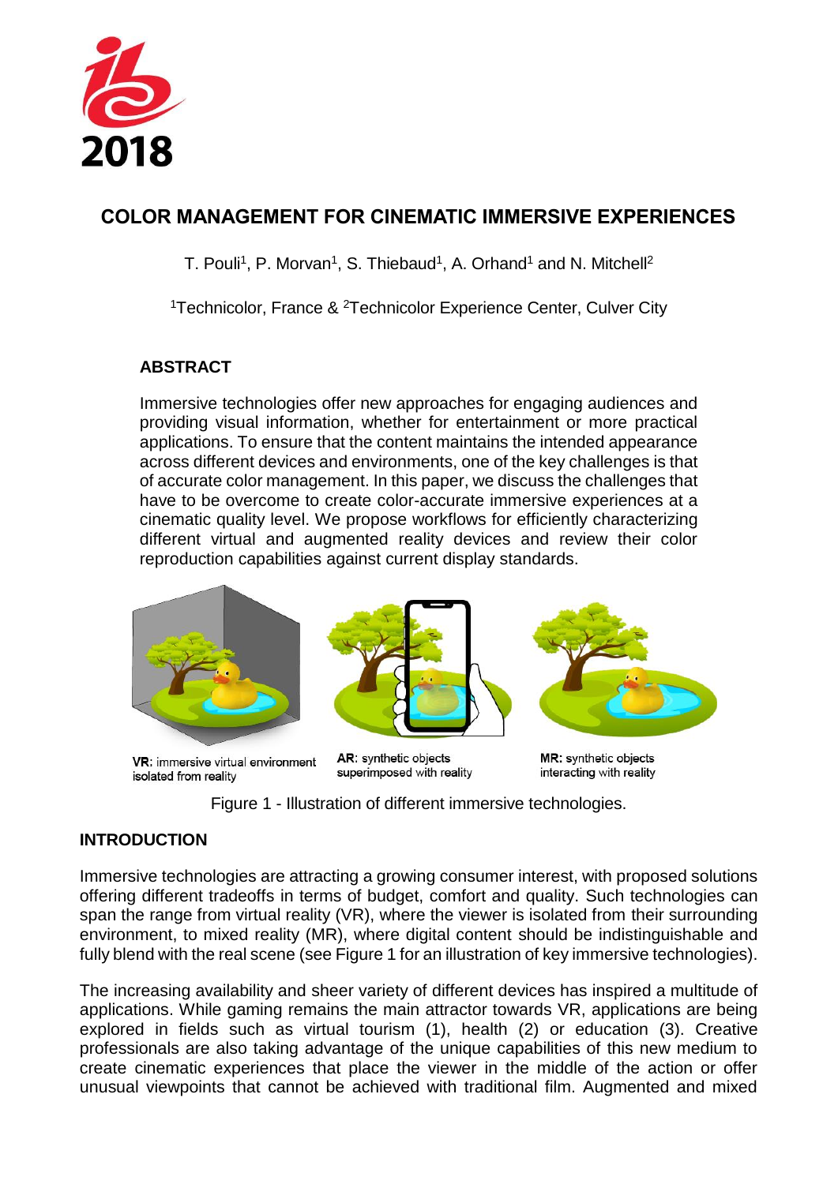# COLOR MANAGEMENT FOR CINEMATIC IMMERSIVE EXPERIENCES

T. Pouli[1], P. Morvan[1], S. Thiebaud[1], A. Orhand[1] and N. Mitchell[2]

[1]Technicolor, France & [2]Technicolor Experience Center, Culver City

## ABSTRACT

Immersive technologies offer new approaches for engaging audiences and providing visual information, whether for entertainment or more practical applications. To ensure that the content maintains the intended appearance across different devices and environments, one of the key challenges is that of accurate color management. In this paper, we discuss the challenges that have to be overcome to create color-accurate immersive experiences at a cinematic quality level. We propose workflows for efficiently characterizing different virtual and augmented reality devices and review their color reproduction capabilities against current display standards.

**VR:** immersive virtual environment isolated from reality

**AR:** synthetic objects superimposed with reality

**MR:** synthetic objects interacting with reality

Figure 1 - Illustration of different immersive technologies.

## INTRODUCTION

Immersive technologies are attracting a growing consumer interest, with proposed solutions offering different tradeoffs in terms of budget, comfort and quality. Such technologies can span the range from virtual reality (VR), where the viewer is isolated from their surrounding environment, to mixed reality (MR), where digital content should be indistinguishable and fully blend with the real scene (see Figure 1 for an illustration of key immersive technologies).

The increasing availability and sheer variety of different devices has inspired a multitude of applications. While gaming remains the main attractor towards VR, applications are being explored in fields such as virtual tourism (1), health (2) or education (3). Creative professionals are also taking advantage of the unique capabilities of this new medium to create cinematic experiences that place the viewer in the middle of the action or offer unusual viewpoints that cannot be achieved with traditional film. Augmented and mixed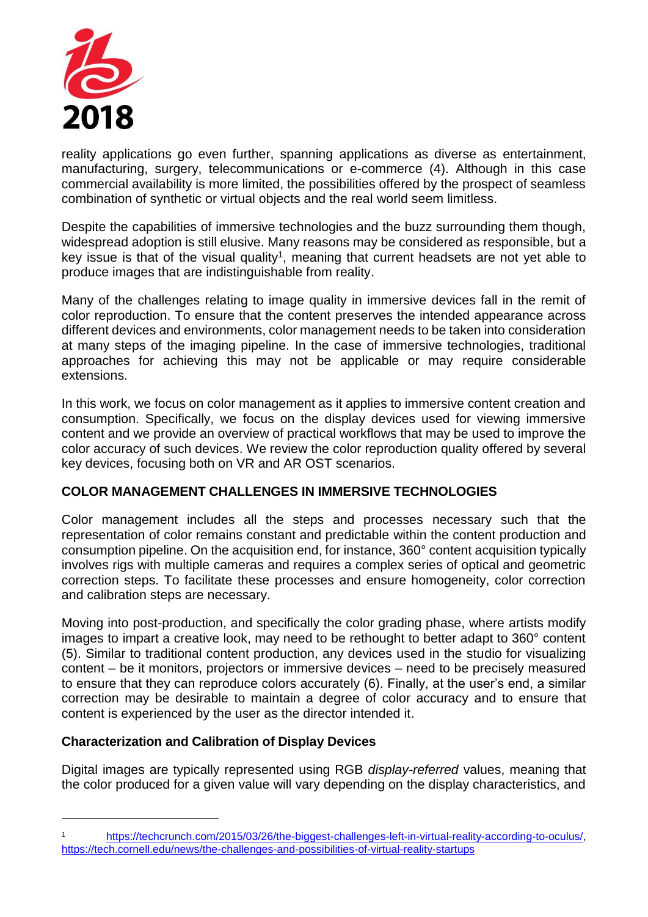reality applications go even further, spanning applications as diverse as entertainment, manufacturing, surgery, telecommunications or e-commerce (4). Although in this case commercial availability is more limited, the possibilities offered by the prospect of seamless combination of synthetic or virtual objects and the real world seem limitless.

Despite the capabilities of immersive technologies and the buzz surrounding them though, widespread adoption is still elusive. Many reasons may be considered as responsible, but a key issue is that of the visual quality[1], meaning that current headsets are not yet able to produce images that are indistinguishable from reality.

Many of the challenges relating to image quality in immersive devices fall in the remit of color reproduction. To ensure that the content preserves the intended appearance across different devices and environments, color management needs to be taken into consideration at many steps of the imaging pipeline. In the case of immersive technologies, traditional approaches for achieving this may not be applicable or may require considerable extensions.

In this work, we focus on color management as it applies to immersive content creation and consumption. Specifically, we focus on the display devices used for viewing immersive content and we provide an overview of practical workflows that may be used to improve the color accuracy of such devices. We review the color reproduction quality offered by several key devices, focusing both on VR and AR OST scenarios.

## COLOR MANAGEMENT CHALLENGES IN IMMERSIVE TECHNOLOGIES

Color management includes all the steps and processes necessary such that the representation of color remains constant and predictable within the content production and consumption pipeline. On the acquisition end, for instance, 360° content acquisition typically involves rigs with multiple cameras and requires a complex series of optical and geometric correction steps. To facilitate these processes and ensure homogeneity, color correction and calibration steps are necessary.

Moving into post-production, and specifically the color grading phase, where artists modify images to impart a creative look, may need to be rethought to better adapt to 360° content (5). Similar to traditional content production, any devices used in the studio for visualizing content – be it monitors, projectors or immersive devices – need to be precisely measured to ensure that they can reproduce colors accurately (6). Finally, at the user's end, a similar correction may be desirable to maintain a degree of color accuracy and to ensure that content is experienced by the user as the director intended it.

### Characterization and Calibration of Display Devices

Digital images are typically represented using RGB *display-referred* values, meaning that the color produced for a given value will vary depending on the display characteristics, and

---

[1] https://techcrunch.com/2015/03/26/the-biggest-challenges-left-in-virtual-reality-according-to-oculus/, https://tech.cornell.edu/news/the-challenges-and-possibilities-of-virtual-reality-startups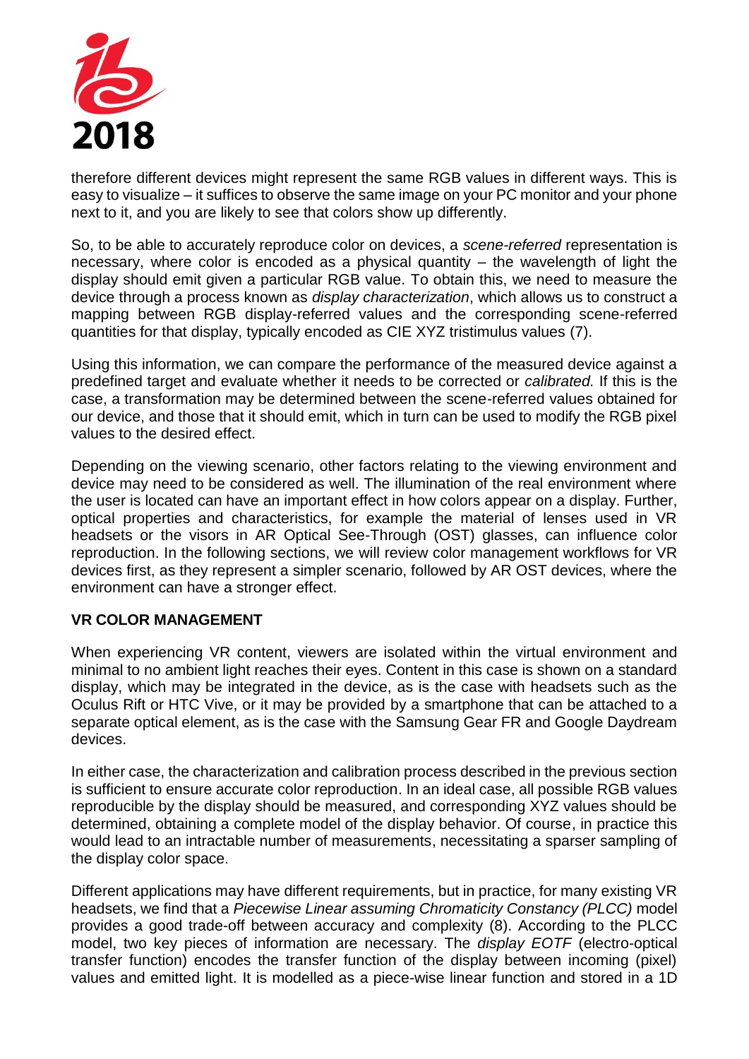therefore different devices might represent the same RGB values in different ways. This is easy to visualize – it suffices to observe the same image on your PC monitor and your phone next to it, and you are likely to see that colors show up differently.

So, to be able to accurately reproduce color on devices, a *scene-referred* representation is necessary, where color is encoded as a physical quantity – the wavelength of light the display should emit given a particular RGB value. To obtain this, we need to measure the device through a process known as *display characterization*, which allows us to construct a mapping between RGB display-referred values and the corresponding scene-referred quantities for that display, typically encoded as CIE XYZ tristimulus values (7).

Using this information, we can compare the performance of the measured device against a predefined target and evaluate whether it needs to be corrected or *calibrated.* If this is the case, a transformation may be determined between the scene-referred values obtained for our device, and those that it should emit, which in turn can be used to modify the RGB pixel values to the desired effect.

Depending on the viewing scenario, other factors relating to the viewing environment and device may need to be considered as well. The illumination of the real environment where the user is located can have an important effect in how colors appear on a display. Further, optical properties and characteristics, for example the material of lenses used in VR headsets or the visors in AR Optical See-Through (OST) glasses, can influence color reproduction. In the following sections, we will review color management workflows for VR devices first, as they represent a simpler scenario, followed by AR OST devices, where the environment can have a stronger effect.

## VR COLOR MANAGEMENT

When experiencing VR content, viewers are isolated within the virtual environment and minimal to no ambient light reaches their eyes. Content in this case is shown on a standard display, which may be integrated in the device, as is the case with headsets such as the Oculus Rift or HTC Vive, or it may be provided by a smartphone that can be attached to a separate optical element, as is the case with the Samsung Gear FR and Google Daydream devices.

In either case, the characterization and calibration process described in the previous section is sufficient to ensure accurate color reproduction. In an ideal case, all possible RGB values reproducible by the display should be measured, and corresponding XYZ values should be determined, obtaining a complete model of the display behavior. Of course, in practice this would lead to an intractable number of measurements, necessitating a sparser sampling of the display color space.

Different applications may have different requirements, but in practice, for many existing VR headsets, we find that a *Piecewise Linear assuming Chromaticity Constancy (PLCC)* model provides a good trade-off between accuracy and complexity (8). According to the PLCC model, two key pieces of information are necessary. The *display EOTF* (electro-optical transfer function) encodes the transfer function of the display between incoming (pixel) values and emitted light. It is modelled as a piece-wise linear function and stored in a 1D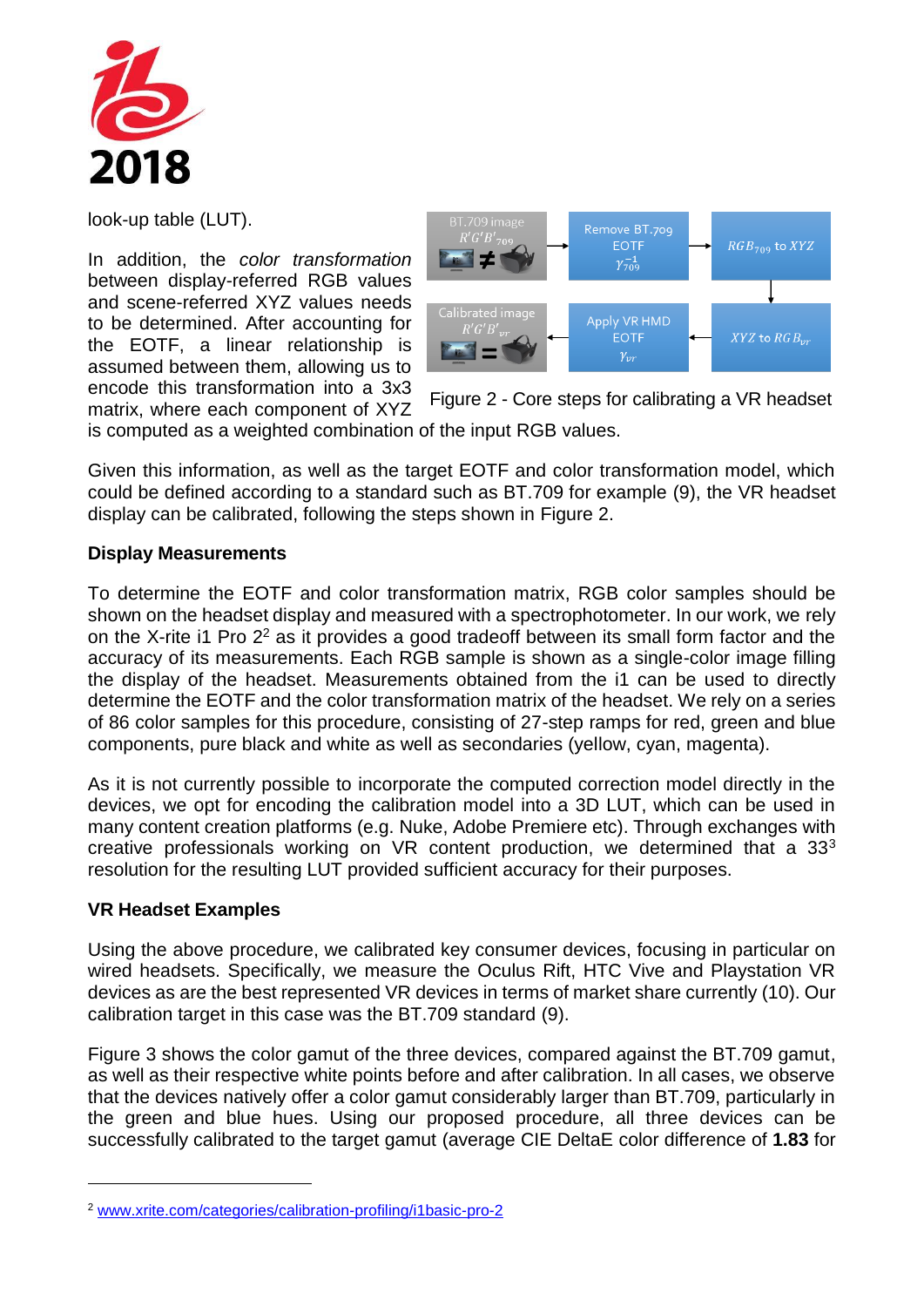look-up table (LUT).

In addition, the *color transformation* between display-referred RGB values and scene-referred XYZ values needs to be determined. After accounting for the EOTF, a linear relationship is assumed between them, allowing us to encode this transformation into a 3x3 matrix, where each component of XYZ is computed as a weighted combination of the input RGB values.

Figure 2 - Core steps for calibrating a VR headset

Given this information, as well as the target EOTF and color transformation model, which could be defined according to a standard such as BT.709 for example (9), the VR headset display can be calibrated, following the steps shown in Figure 2.

**Display Measurements**

To determine the EOTF and color transformation matrix, RGB color samples should be shown on the headset display and measured with a spectrophotometer. In our work, we rely on the X-rite i1 Pro 2[2] as it provides a good tradeoff between its small form factor and the accuracy of its measurements. Each RGB sample is shown as a single-color image filling the display of the headset. Measurements obtained from the i1 can be used to directly determine the EOTF and the color transformation matrix of the headset. We rely on a series of 86 color samples for this procedure, consisting of 27-step ramps for red, green and blue components, pure black and white as well as secondaries (yellow, cyan, magenta).

As it is not currently possible to incorporate the computed correction model directly in the devices, we opt for encoding the calibration model into a 3D LUT, which can be used in many content creation platforms (e.g. Nuke, Adobe Premiere etc). Through exchanges with creative professionals working on VR content production, we determined that a $33^3$ resolution for the resulting LUT provided sufficient accuracy for their purposes.

**VR Headset Examples**

Using the above procedure, we calibrated key consumer devices, focusing in particular on wired headsets. Specifically, we measure the Oculus Rift, HTC Vive and Playstation VR devices as are the best represented VR devices in terms of market share currently (10). Our calibration target in this case was the BT.709 standard (9).

Figure 3 shows the color gamut of the three devices, compared against the BT.709 gamut, as well as their respective white points before and after calibration. In all cases, we observe that the devices natively offer a color gamut considerably larger than BT.709, particularly in the green and blue hues. Using our proposed procedure, all three devices can be successfully calibrated to the target gamut (average CIE DeltaE color difference of **1.83** for

[2] www.xrite.com/categories/calibration-profiling/i1basic-pro-2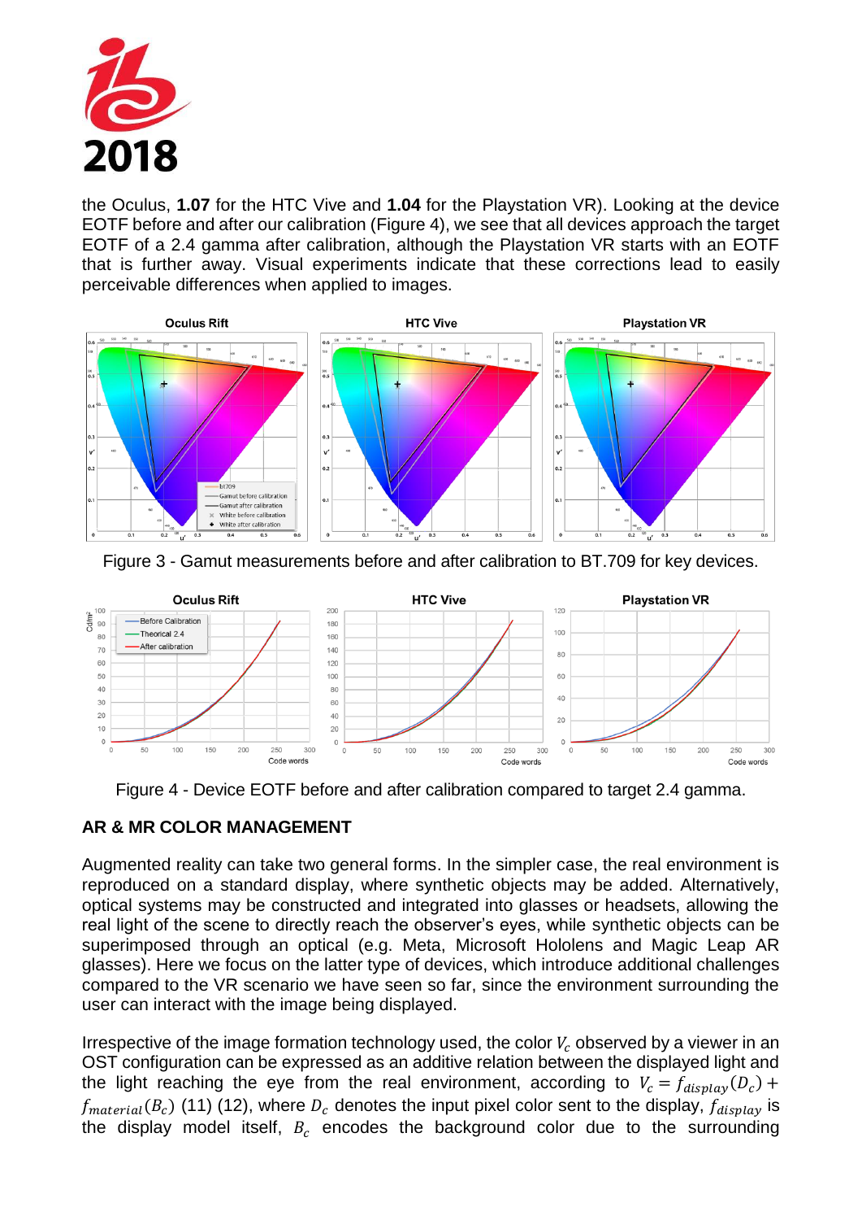the Oculus, **1.07** for the HTC Vive and **1.04** for the Playstation VR). Looking at the device EOTF before and after our calibration (Figure 4), we see that all devices approach the target EOTF of a 2.4 gamma after calibration, although the Playstation VR starts with an EOTF that is further away. Visual experiments indicate that these corrections lead to easily perceivable differences when applied to images.

Figure 3 - Gamut measurements before and after calibration to BT.709 for key devices.

Figure 4 - Device EOTF before and after calibration compared to target 2.4 gamma.

## AR & MR COLOR MANAGEMENT

Augmented reality can take two general forms. In the simpler case, the real environment is reproduced on a standard display, where synthetic objects may be added. Alternatively, optical systems may be constructed and integrated into glasses or headsets, allowing the real light of the scene to directly reach the observer's eyes, while synthetic objects can be superimposed through an optical (e.g. Meta, Microsoft Hololens and Magic Leap AR glasses). Here we focus on the latter type of devices, which introduce additional challenges compared to the VR scenario we have seen so far, since the environment surrounding the user can interact with the image being displayed.

Irrespective of the image formation technology used, the color $V_c$ observed by a viewer in an OST configuration can be expressed as an additive relation between the displayed light and the light reaching the eye from the real environment, according to $V_c = f_{display}(D_c) + f_{material}(B_c)$ (11) (12), where $D_c$ denotes the input pixel color sent to the display, $f_{display}$ is the display model itself, $B_c$ encodes the background color due to the surrounding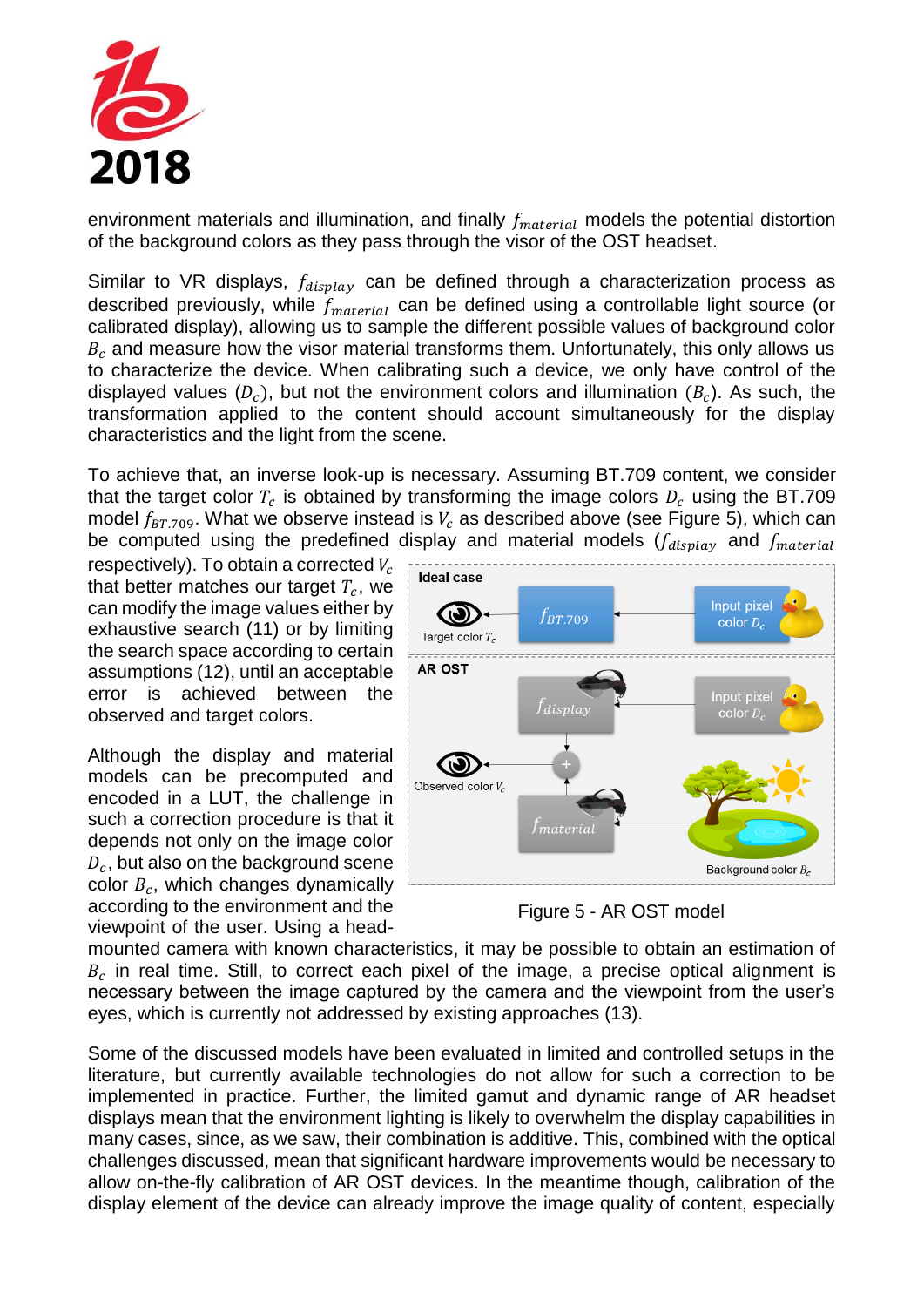environment materials and illumination, and finally $f_{material}$ models the potential distortion of the background colors as they pass through the visor of the OST headset.

Similar to VR displays, $f_{display}$ can be defined through a characterization process as described previously, while $f_{material}$ can be defined using a controllable light source (or calibrated display), allowing us to sample the different possible values of background color $B_c$ and measure how the visor material transforms them. Unfortunately, this only allows us to characterize the device. When calibrating such a device, we only have control of the displayed values ($D_c$), but not the environment colors and illumination ($B_c$). As such, the transformation applied to the content should account simultaneously for the display characteristics and the light from the scene.

To achieve that, an inverse look-up is necessary. Assuming BT.709 content, we consider that the target color $T_c$ is obtained by transforming the image colors $D_c$ using the BT.709 model $f_{BT.709}$. What we observe instead is $V_c$ as described above (see Figure 5), which can be computed using the predefined display and material models ($f_{display}$ and $f_{material}$ respectively). To obtain a corrected $V_c$ that better matches our target $T_c$, we can modify the image values either by exhaustive search (11) or by limiting the search space according to certain assumptions (12), until an acceptable error is achieved between the observed and target colors.

Although the display and material models can be precomputed and encoded in a LUT, the challenge in such a correction procedure is that it depends not only on the image color $D_c$, but also on the background scene color $B_c$, which changes dynamically according to the environment and the viewpoint of the user. Using a head-mounted camera with known characteristics, it may be possible to obtain an estimation of $B_c$ in real time. Still, to correct each pixel of the image, a precise optical alignment is necessary between the image captured by the camera and the viewpoint from the user's eyes, which is currently not addressed by existing approaches (13).

Figure 5 - AR OST model

Some of the discussed models have been evaluated in limited and controlled setups in the literature, but currently available technologies do not allow for such a correction to be implemented in practice. Further, the limited gamut and dynamic range of AR headset displays mean that the environment lighting is likely to overwhelm the display capabilities in many cases, since, as we saw, their combination is additive. This, combined with the optical challenges discussed, mean that significant hardware improvements would be necessary to allow on-the-fly calibration of AR OST devices. In the meantime though, calibration of the display element of the device can already improve the image quality of content, especially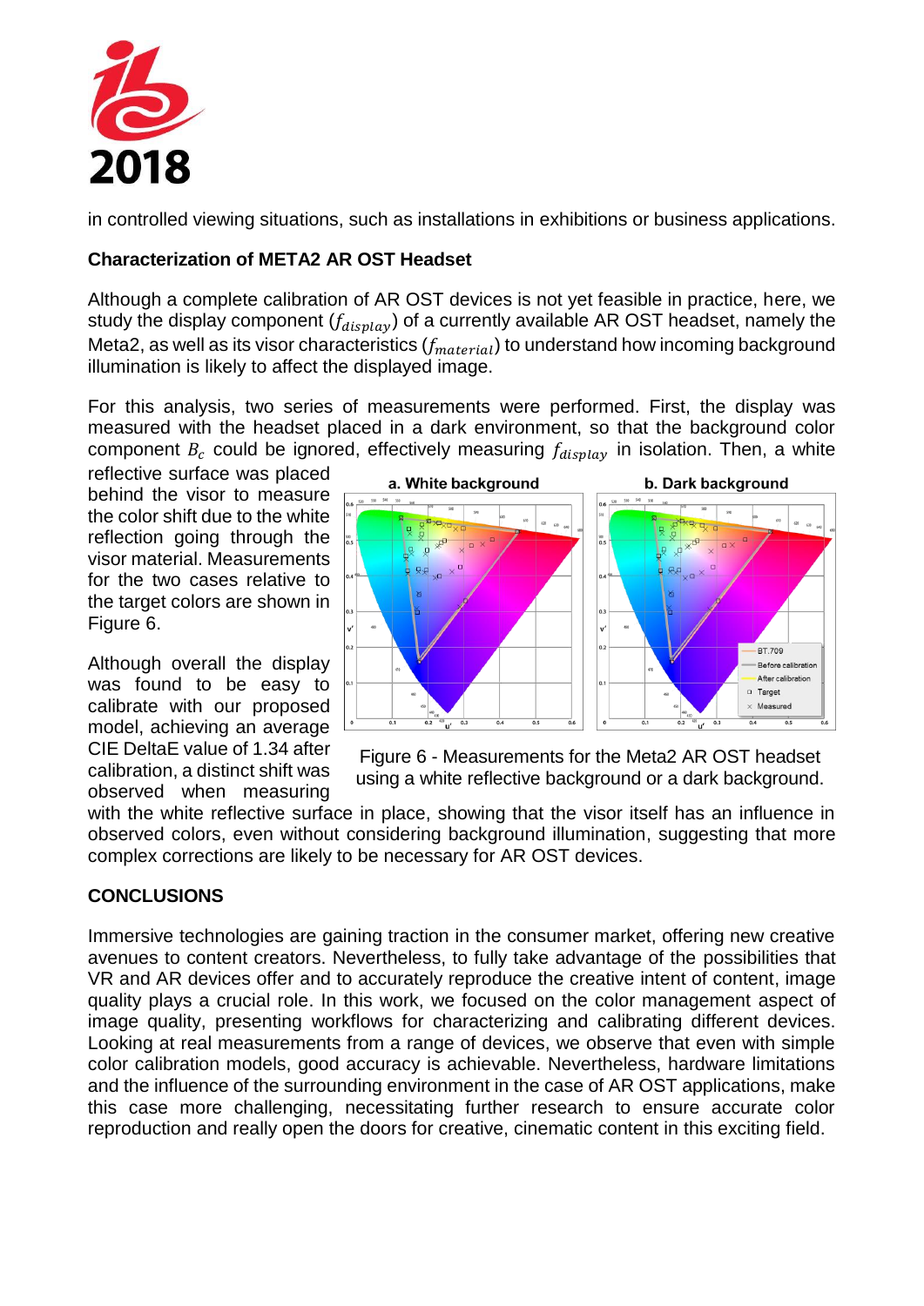in controlled viewing situations, such as installations in exhibitions or business applications.

**Characterization of META2 AR OST Headset**

Although a complete calibration of AR OST devices is not yet feasible in practice, here, we study the display component ($f_{display}$) of a currently available AR OST headset, namely the Meta2, as well as its visor characteristics ($f_{material}$) to understand how incoming background illumination is likely to affect the displayed image.

For this analysis, two series of measurements were performed. First, the display was measured with the headset placed in a dark environment, so that the background color component $B_c$ could be ignored, effectively measuring $f_{display}$ in isolation. Then, a white reflective surface was placed behind the visor to measure the color shift due to the white reflection going through the visor material. Measurements for the two cases relative to the target colors are shown in Figure 6.

Although overall the display was found to be easy to calibrate with our proposed model, achieving an average CIE DeltaE value of 1.34 after calibration, a distinct shift was observed when measuring with the white reflective surface in place, showing that the visor itself has an influence in observed colors, even without considering background illumination, suggesting that more complex corrections are likely to be necessary for AR OST devices.

Figure 6 - Measurements for the Meta2 AR OST headset using a white reflective background or a dark background.

**CONCLUSIONS**

Immersive technologies are gaining traction in the consumer market, offering new creative avenues to content creators. Nevertheless, to fully take advantage of the possibilities that VR and AR devices offer and to accurately reproduce the creative intent of content, image quality plays a crucial role. In this work, we focused on the color management aspect of image quality, presenting workflows for characterizing and calibrating different devices. Looking at real measurements from a range of devices, we observe that even with simple color calibration models, good accuracy is achievable. Nevertheless, hardware limitations and the influence of the surrounding environment in the case of AR OST applications, make this case more challenging, necessitating further research to ensure accurate color reproduction and really open the doors for creative, cinematic content in this exciting field.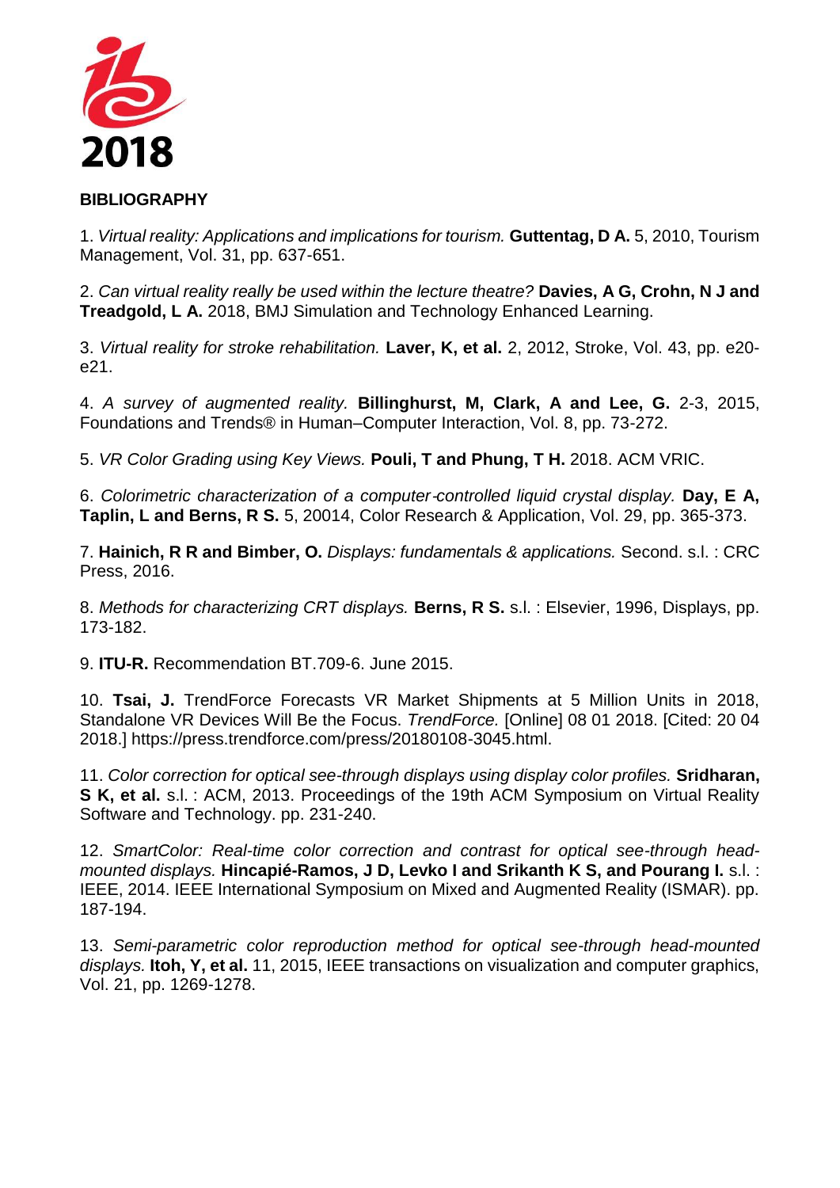**BIBLIOGRAPHY**

1. *Virtual reality: Applications and implications for tourism.* **Guttentag, D A.** 5, 2010, Tourism Management, Vol. 31, pp. 637-651.

2. *Can virtual reality really be used within the lecture theatre?* **Davies, A G, Crohn, N J and Treadgold, L A.** 2018, BMJ Simulation and Technology Enhanced Learning.

3. *Virtual reality for stroke rehabilitation.* **Laver, K, et al.** 2, 2012, Stroke, Vol. 43, pp. e20-e21.

4. *A survey of augmented reality.* **Billinghurst, M, Clark, A and Lee, G.** 2-3, 2015, Foundations and Trends® in Human–Computer Interaction, Vol. 8, pp. 73-272.

5. *VR Color Grading using Key Views.* **Pouli, T and Phung, T H.** 2018. ACM VRIC.

6. *Colorimetric characterization of a computer‐controlled liquid crystal display.* **Day, E A, Taplin, L and Berns, R S.** 5, 20014, Color Research & Application, Vol. 29, pp. 365-373.

7. **Hainich, R R and Bimber, O.** *Displays: fundamentals & applications.* Second. s.l. : CRC Press, 2016.

8. *Methods for characterizing CRT displays.* **Berns, R S.** s.l. : Elsevier, 1996, Displays, pp. 173-182.

9. **ITU-R.** Recommendation BT.709-6. June 2015.

10. **Tsai, J.** TrendForce Forecasts VR Market Shipments at 5 Million Units in 2018, Standalone VR Devices Will Be the Focus. *TrendForce.* [Online] 08 01 2018. [Cited: 20 04 2018.] https://press.trendforce.com/press/20180108-3045.html.

11. *Color correction for optical see-through displays using display color profiles.* **Sridharan, S K, et al.** s.l. : ACM, 2013. Proceedings of the 19th ACM Symposium on Virtual Reality Software and Technology. pp. 231-240.

12. *SmartColor: Real-time color correction and contrast for optical see-through head-mounted displays.* **Hincapié-Ramos, J D, Levko I and Srikanth K S, and Pourang I.** s.l. : IEEE, 2014. IEEE International Symposium on Mixed and Augmented Reality (ISMAR). pp. 187-194.

13. *Semi-parametric color reproduction method for optical see-through head-mounted displays.* **Itoh, Y, et al.** 11, 2015, IEEE transactions on visualization and computer graphics, Vol. 21, pp. 1269-1278.